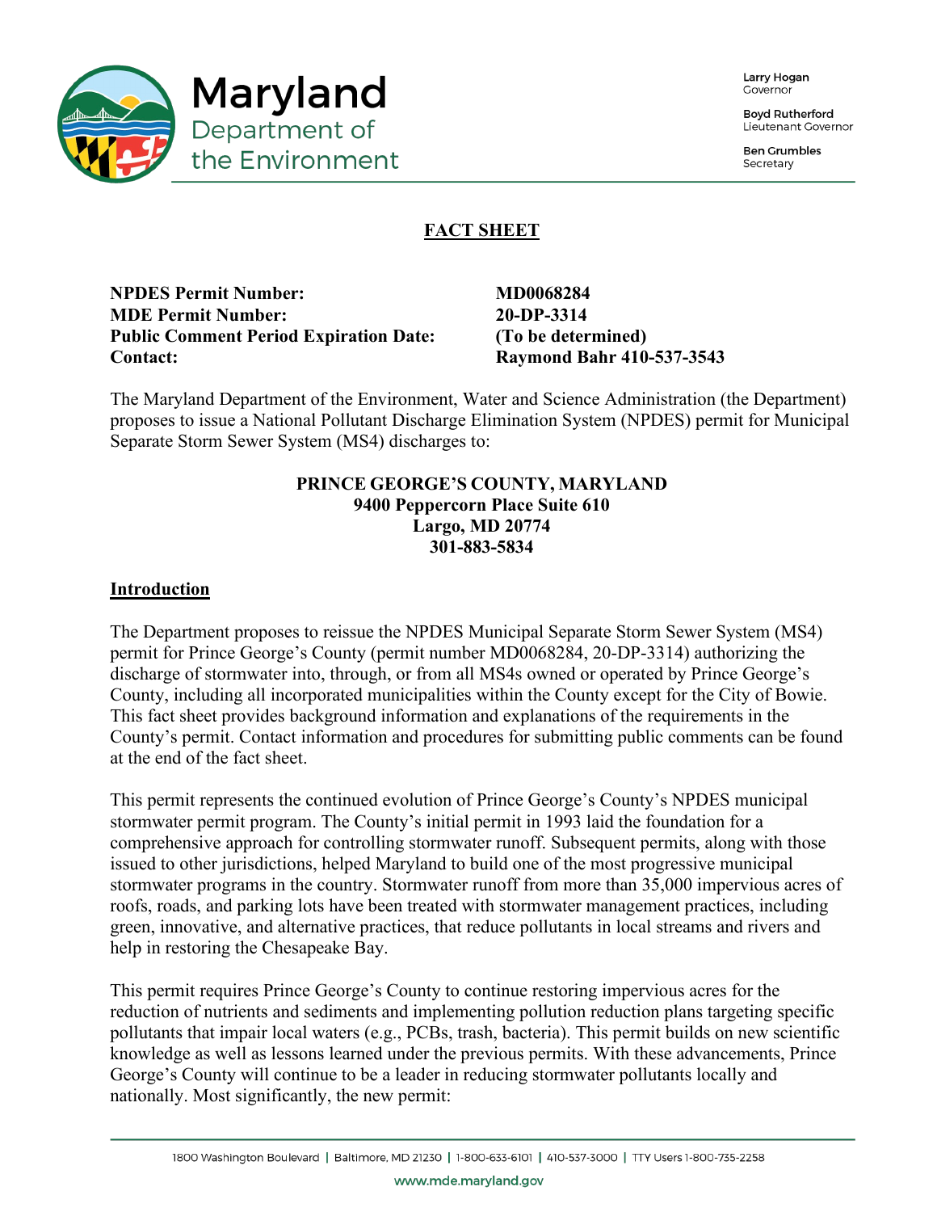**Maryland Department of the Environment**

Larry Hogan
Governor

Boyd Rutherford
Lieutenant Governor

Ben Grumbles
Secretary

# FACT SHEET

**NPDES Permit Number:** **MD0068284**
**MDE Permit Number:** **20-DP-3314**
**Public Comment Period Expiration Date:** **(To be determined)**
**Contact:** **Raymond Bahr 410-537-3543**

The Maryland Department of the Environment, Water and Science Administration (the Department) proposes to issue a National Pollutant Discharge Elimination System (NPDES) permit for Municipal Separate Storm Sewer System (MS4) discharges to:

**PRINCE GEORGE'S COUNTY, MARYLAND**
**9400 Peppercorn Place Suite 610**
**Largo, MD 20774**
**301-883-5834**

## Introduction

The Department proposes to reissue the NPDES Municipal Separate Storm Sewer System (MS4) permit for Prince George's County (permit number MD0068284, 20-DP-3314) authorizing the discharge of stormwater into, through, or from all MS4s owned or operated by Prince George's County, including all incorporated municipalities within the County except for the City of Bowie. This fact sheet provides background information and explanations of the requirements in the County's permit. Contact information and procedures for submitting public comments can be found at the end of the fact sheet.

This permit represents the continued evolution of Prince George's County's NPDES municipal stormwater permit program. The County's initial permit in 1993 laid the foundation for a comprehensive approach for controlling stormwater runoff. Subsequent permits, along with those issued to other jurisdictions, helped Maryland to build one of the most progressive municipal stormwater programs in the country. Stormwater runoff from more than 35,000 impervious acres of roofs, roads, and parking lots have been treated with stormwater management practices, including green, innovative, and alternative practices, that reduce pollutants in local streams and rivers and help in restoring the Chesapeake Bay.

This permit requires Prince George's County to continue restoring impervious acres for the reduction of nutrients and sediments and implementing pollution reduction plans targeting specific pollutants that impair local waters (e.g., PCBs, trash, bacteria). This permit builds on new scientific knowledge as well as lessons learned under the previous permits. With these advancements, Prince George's County will continue to be a leader in reducing stormwater pollutants locally and nationally. Most significantly, the new permit: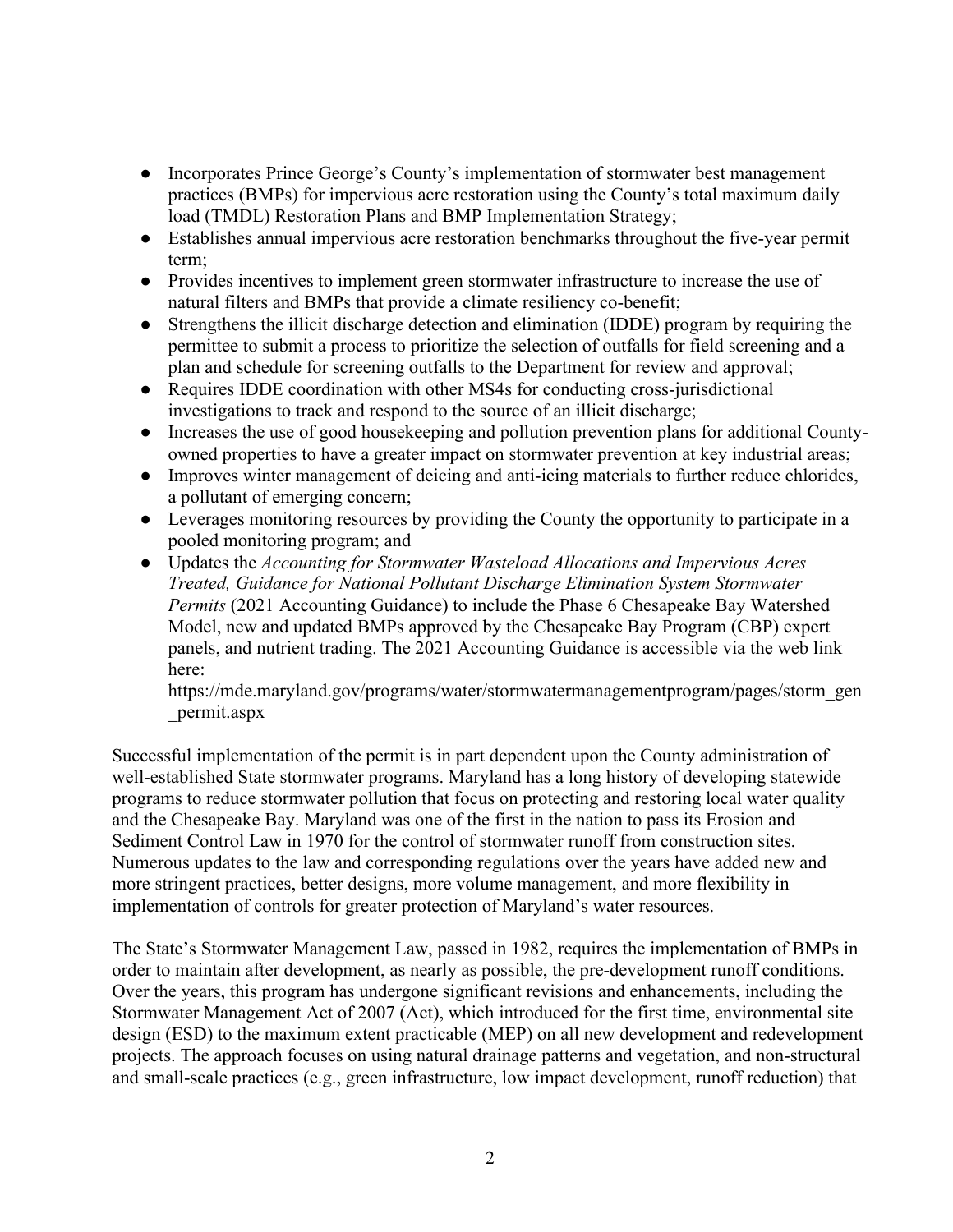- Incorporates Prince George's County's implementation of stormwater best management practices (BMPs) for impervious acre restoration using the County's total maximum daily load (TMDL) Restoration Plans and BMP Implementation Strategy;
- Establishes annual impervious acre restoration benchmarks throughout the five-year permit term;
- Provides incentives to implement green stormwater infrastructure to increase the use of natural filters and BMPs that provide a climate resiliency co-benefit;
- Strengthens the illicit discharge detection and elimination (IDDE) program by requiring the permittee to submit a process to prioritize the selection of outfalls for field screening and a plan and schedule for screening outfalls to the Department for review and approval;
- Requires IDDE coordination with other MS4s for conducting cross-jurisdictional investigations to track and respond to the source of an illicit discharge;
- Increases the use of good housekeeping and pollution prevention plans for additional County-owned properties to have a greater impact on stormwater prevention at key industrial areas;
- Improves winter management of deicing and anti-icing materials to further reduce chlorides, a pollutant of emerging concern;
- Leverages monitoring resources by providing the County the opportunity to participate in a pooled monitoring program; and
- Updates the *Accounting for Stormwater Wasteload Allocations and Impervious Acres Treated, Guidance for National Pollutant Discharge Elimination System Stormwater Permits* (2021 Accounting Guidance) to include the Phase 6 Chesapeake Bay Watershed Model, new and updated BMPs approved by the Chesapeake Bay Program (CBP) expert panels, and nutrient trading. The 2021 Accounting Guidance is accessible via the web link here: https://mde.maryland.gov/programs/water/stormwatermanagementprogram/pages/storm_gen_permit.aspx

Successful implementation of the permit is in part dependent upon the County administration of well-established State stormwater programs. Maryland has a long history of developing statewide programs to reduce stormwater pollution that focus on protecting and restoring local water quality and the Chesapeake Bay. Maryland was one of the first in the nation to pass its Erosion and Sediment Control Law in 1970 for the control of stormwater runoff from construction sites. Numerous updates to the law and corresponding regulations over the years have added new and more stringent practices, better designs, more volume management, and more flexibility in implementation of controls for greater protection of Maryland's water resources.

The State's Stormwater Management Law, passed in 1982, requires the implementation of BMPs in order to maintain after development, as nearly as possible, the pre-development runoff conditions. Over the years, this program has undergone significant revisions and enhancements, including the Stormwater Management Act of 2007 (Act), which introduced for the first time, environmental site design (ESD) to the maximum extent practicable (MEP) on all new development and redevelopment projects. The approach focuses on using natural drainage patterns and vegetation, and non-structural and small-scale practices (e.g., green infrastructure, low impact development, runoff reduction) that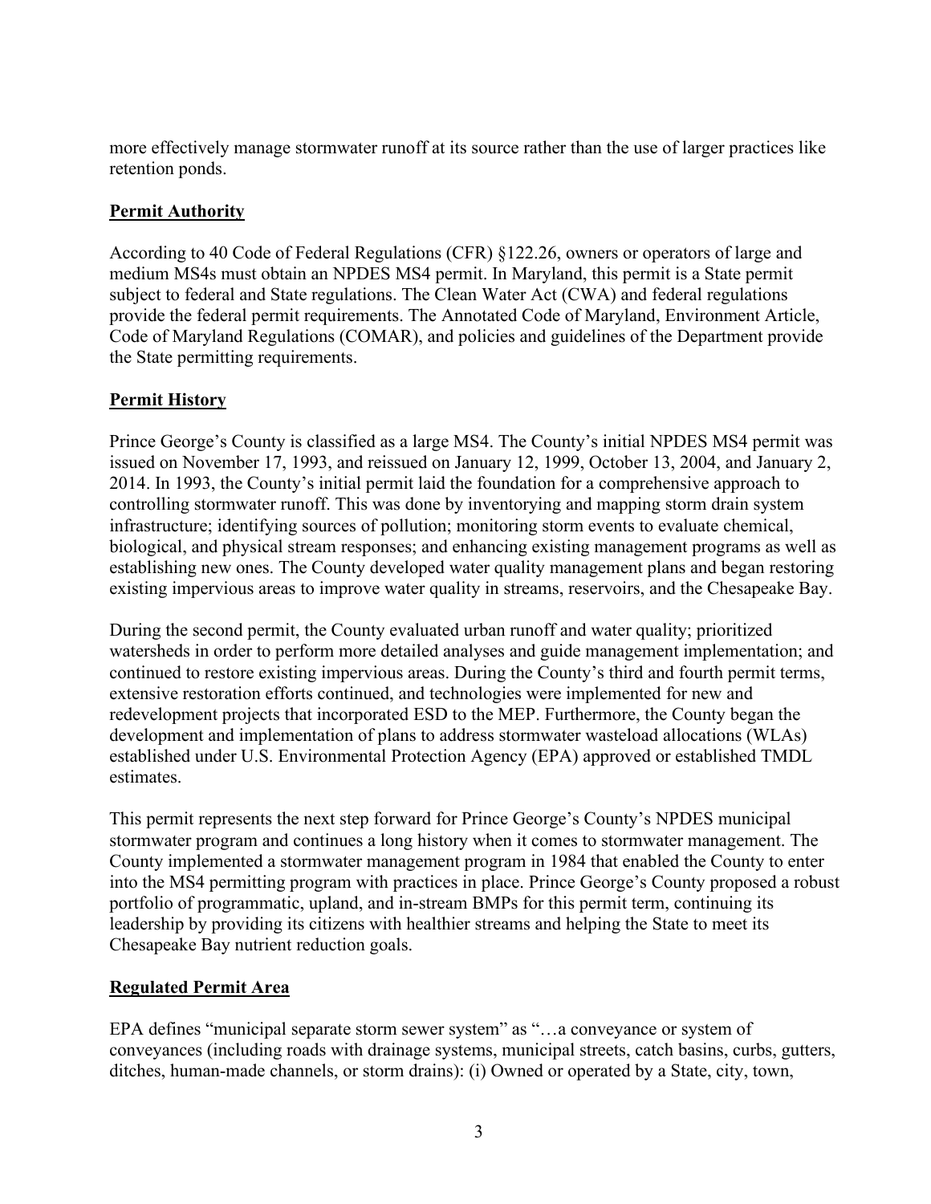more effectively manage stormwater runoff at its source rather than the use of larger practices like retention ponds.

## Permit Authority

According to 40 Code of Federal Regulations (CFR) §122.26, owners or operators of large and medium MS4s must obtain an NPDES MS4 permit. In Maryland, this permit is a State permit subject to federal and State regulations. The Clean Water Act (CWA) and federal regulations provide the federal permit requirements. The Annotated Code of Maryland, Environment Article, Code of Maryland Regulations (COMAR), and policies and guidelines of the Department provide the State permitting requirements.

## Permit History

Prince George's County is classified as a large MS4. The County's initial NPDES MS4 permit was issued on November 17, 1993, and reissued on January 12, 1999, October 13, 2004, and January 2, 2014. In 1993, the County's initial permit laid the foundation for a comprehensive approach to controlling stormwater runoff. This was done by inventorying and mapping storm drain system infrastructure; identifying sources of pollution; monitoring storm events to evaluate chemical, biological, and physical stream responses; and enhancing existing management programs as well as establishing new ones. The County developed water quality management plans and began restoring existing impervious areas to improve water quality in streams, reservoirs, and the Chesapeake Bay.

During the second permit, the County evaluated urban runoff and water quality; prioritized watersheds in order to perform more detailed analyses and guide management implementation; and continued to restore existing impervious areas. During the County's third and fourth permit terms, extensive restoration efforts continued, and technologies were implemented for new and redevelopment projects that incorporated ESD to the MEP. Furthermore, the County began the development and implementation of plans to address stormwater wasteload allocations (WLAs) established under U.S. Environmental Protection Agency (EPA) approved or established TMDL estimates.

This permit represents the next step forward for Prince George's County's NPDES municipal stormwater program and continues a long history when it comes to stormwater management. The County implemented a stormwater management program in 1984 that enabled the County to enter into the MS4 permitting program with practices in place. Prince George's County proposed a robust portfolio of programmatic, upland, and in-stream BMPs for this permit term, continuing its leadership by providing its citizens with healthier streams and helping the State to meet its Chesapeake Bay nutrient reduction goals.

## Regulated Permit Area

EPA defines "municipal separate storm sewer system" as "…a conveyance or system of conveyances (including roads with drainage systems, municipal streets, catch basins, curbs, gutters, ditches, human-made channels, or storm drains): (i) Owned or operated by a State, city, town,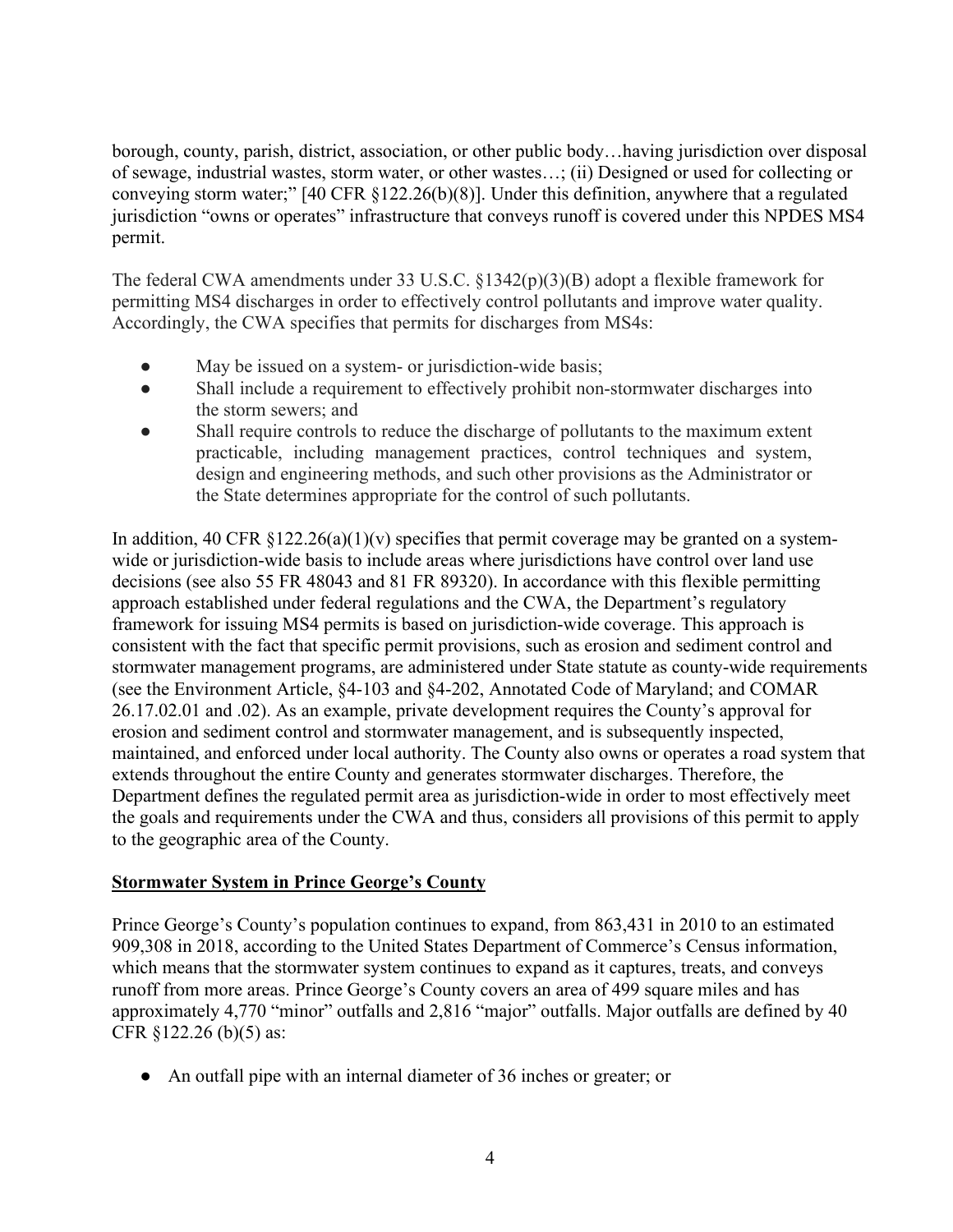borough, county, parish, district, association, or other public body…having jurisdiction over disposal of sewage, industrial wastes, storm water, or other wastes…; (ii) Designed or used for collecting or conveying storm water;" [40 CFR §122.26(b)(8)]. Under this definition, anywhere that a regulated jurisdiction "owns or operates" infrastructure that conveys runoff is covered under this NPDES MS4 permit.

The federal CWA amendments under 33 U.S.C. §1342(p)(3)(B) adopt a flexible framework for permitting MS4 discharges in order to effectively control pollutants and improve water quality. Accordingly, the CWA specifies that permits for discharges from MS4s:

- May be issued on a system- or jurisdiction-wide basis;
- Shall include a requirement to effectively prohibit non-stormwater discharges into the storm sewers; and
- Shall require controls to reduce the discharge of pollutants to the maximum extent practicable, including management practices, control techniques and system, design and engineering methods, and such other provisions as the Administrator or the State determines appropriate for the control of such pollutants.

In addition, 40 CFR §122.26(a)(1)(v) specifies that permit coverage may be granted on a system-wide or jurisdiction-wide basis to include areas where jurisdictions have control over land use decisions (see also 55 FR 48043 and 81 FR 89320). In accordance with this flexible permitting approach established under federal regulations and the CWA, the Department's regulatory framework for issuing MS4 permits is based on jurisdiction-wide coverage. This approach is consistent with the fact that specific permit provisions, such as erosion and sediment control and stormwater management programs, are administered under State statute as county-wide requirements (see the Environment Article, §4-103 and §4-202, Annotated Code of Maryland; and COMAR 26.17.02.01 and .02). As an example, private development requires the County's approval for erosion and sediment control and stormwater management, and is subsequently inspected, maintained, and enforced under local authority. The County also owns or operates a road system that extends throughout the entire County and generates stormwater discharges. Therefore, the Department defines the regulated permit area as jurisdiction-wide in order to most effectively meet the goals and requirements under the CWA and thus, considers all provisions of this permit to apply to the geographic area of the County.

## Stormwater System in Prince George's County

Prince George's County's population continues to expand, from 863,431 in 2010 to an estimated 909,308 in 2018, according to the United States Department of Commerce's Census information, which means that the stormwater system continues to expand as it captures, treats, and conveys runoff from more areas. Prince George's County covers an area of 499 square miles and has approximately 4,770 "minor" outfalls and 2,816 "major" outfalls. Major outfalls are defined by 40 CFR §122.26 (b)(5) as:

- An outfall pipe with an internal diameter of 36 inches or greater; or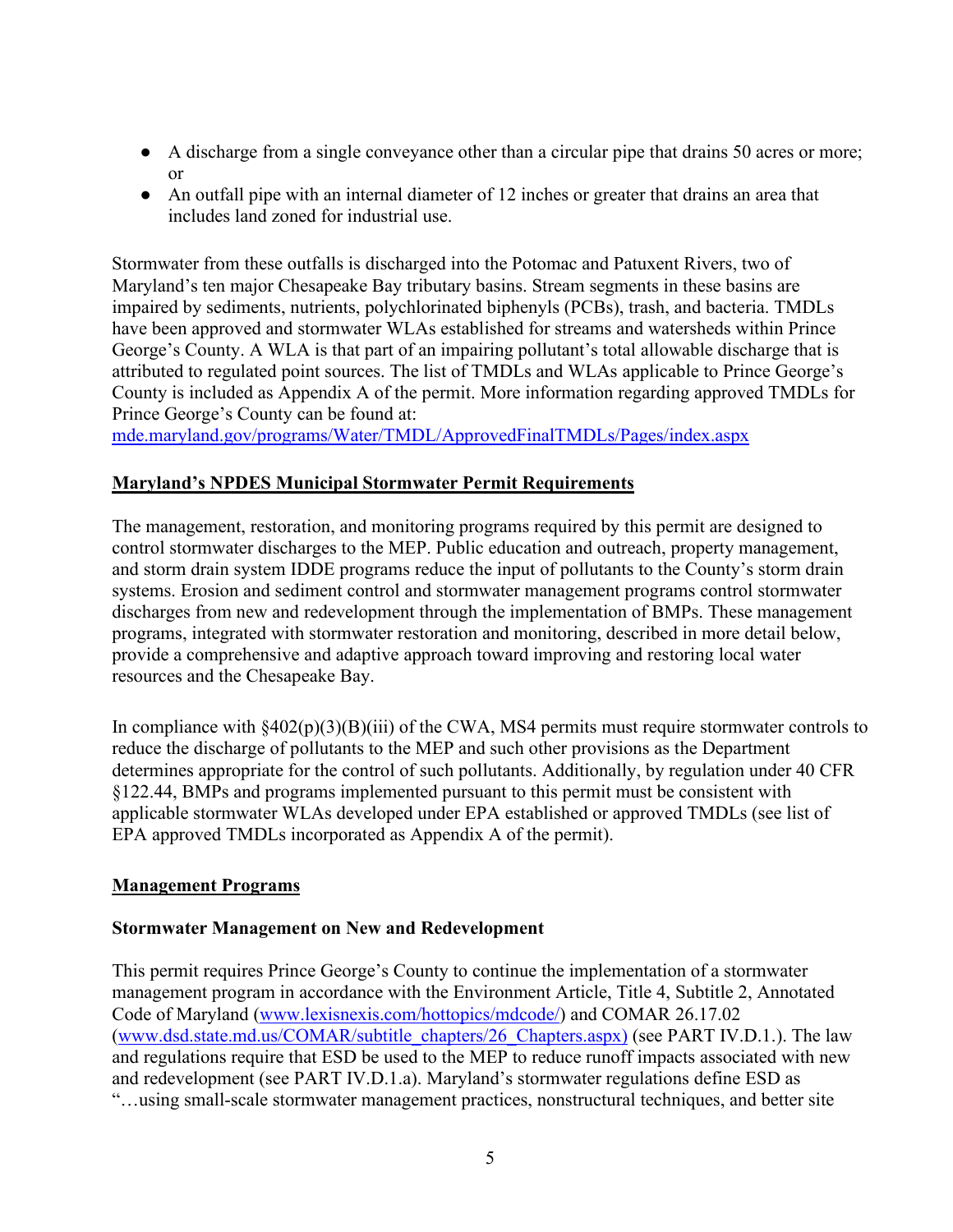- A discharge from a single conveyance other than a circular pipe that drains 50 acres or more; or
- An outfall pipe with an internal diameter of 12 inches or greater that drains an area that includes land zoned for industrial use.

Stormwater from these outfalls is discharged into the Potomac and Patuxent Rivers, two of Maryland's ten major Chesapeake Bay tributary basins. Stream segments in these basins are impaired by sediments, nutrients, polychlorinated biphenyls (PCBs), trash, and bacteria. TMDLs have been approved and stormwater WLAs established for streams and watersheds within Prince George's County. A WLA is that part of an impairing pollutant's total allowable discharge that is attributed to regulated point sources. The list of TMDLs and WLAs applicable to Prince George's County is included as Appendix A of the permit. More information regarding approved TMDLs for Prince George's County can be found at: [mde.maryland.gov/programs/Water/TMDL/ApprovedFinalTMDLs/Pages/index.aspx](mde.maryland.gov/programs/Water/TMDL/ApprovedFinalTMDLs/Pages/index.aspx)

**Maryland's NPDES Municipal Stormwater Permit Requirements**

The management, restoration, and monitoring programs required by this permit are designed to control stormwater discharges to the MEP. Public education and outreach, property management, and storm drain system IDDE programs reduce the input of pollutants to the County's storm drain systems. Erosion and sediment control and stormwater management programs control stormwater discharges from new and redevelopment through the implementation of BMPs. These management programs, integrated with stormwater restoration and monitoring, described in more detail below, provide a comprehensive and adaptive approach toward improving and restoring local water resources and the Chesapeake Bay.

In compliance with §402(p)(3)(B)(iii) of the CWA, MS4 permits must require stormwater controls to reduce the discharge of pollutants to the MEP and such other provisions as the Department determines appropriate for the control of such pollutants. Additionally, by regulation under 40 CFR §122.44, BMPs and programs implemented pursuant to this permit must be consistent with applicable stormwater WLAs developed under EPA established or approved TMDLs (see list of EPA approved TMDLs incorporated as Appendix A of the permit).

**Management Programs**

**Stormwater Management on New and Redevelopment**

This permit requires Prince George's County to continue the implementation of a stormwater management program in accordance with the Environment Article, Title 4, Subtitle 2, Annotated Code of Maryland ([www.lexisnexis.com/hottopics/mdcode/](www.lexisnexis.com/hottopics/mdcode/)) and COMAR 26.17.02 ([www.dsd.state.md.us/COMAR/subtitle_chapters/26_Chapters.aspx](www.dsd.state.md.us/COMAR/subtitle_chapters/26_Chapters.aspx)) (see PART IV.D.1.). The law and regulations require that ESD be used to the MEP to reduce runoff impacts associated with new and redevelopment (see PART IV.D.1.a). Maryland's stormwater regulations define ESD as "…using small-scale stormwater management practices, nonstructural techniques, and better site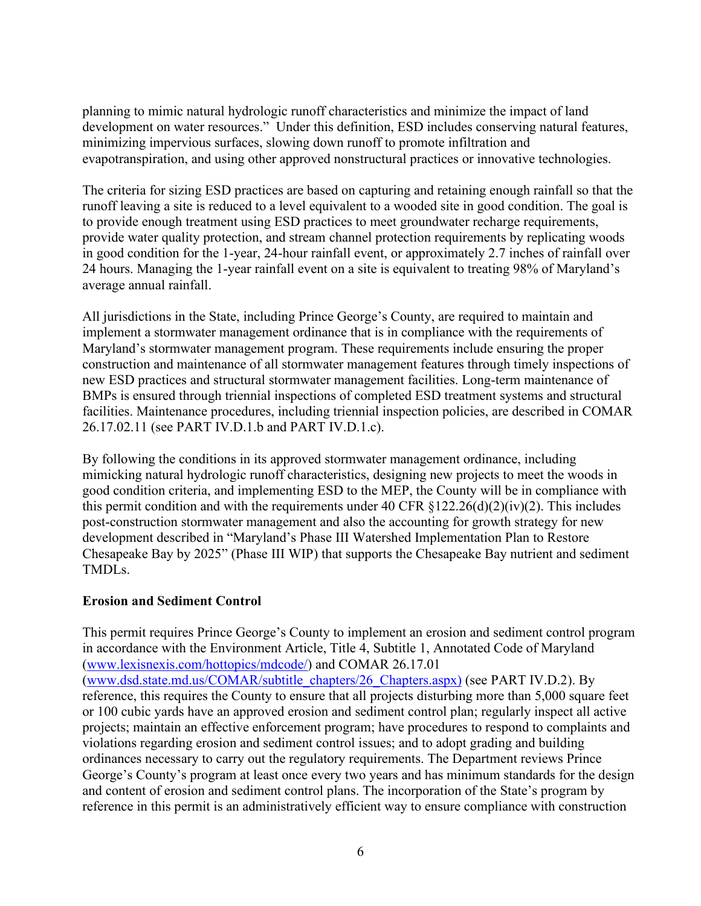planning to mimic natural hydrologic runoff characteristics and minimize the impact of land development on water resources." Under this definition, ESD includes conserving natural features, minimizing impervious surfaces, slowing down runoff to promote infiltration and evapotranspiration, and using other approved nonstructural practices or innovative technologies.

The criteria for sizing ESD practices are based on capturing and retaining enough rainfall so that the runoff leaving a site is reduced to a level equivalent to a wooded site in good condition. The goal is to provide enough treatment using ESD practices to meet groundwater recharge requirements, provide water quality protection, and stream channel protection requirements by replicating woods in good condition for the 1-year, 24-hour rainfall event, or approximately 2.7 inches of rainfall over 24 hours. Managing the 1-year rainfall event on a site is equivalent to treating 98% of Maryland's average annual rainfall.

All jurisdictions in the State, including Prince George's County, are required to maintain and implement a stormwater management ordinance that is in compliance with the requirements of Maryland's stormwater management program. These requirements include ensuring the proper construction and maintenance of all stormwater management features through timely inspections of new ESD practices and structural stormwater management facilities. Long-term maintenance of BMPs is ensured through triennial inspections of completed ESD treatment systems and structural facilities. Maintenance procedures, including triennial inspection policies, are described in COMAR 26.17.02.11 (see PART IV.D.1.b and PART IV.D.1.c).

By following the conditions in its approved stormwater management ordinance, including mimicking natural hydrologic runoff characteristics, designing new projects to meet the woods in good condition criteria, and implementing ESD to the MEP, the County will be in compliance with this permit condition and with the requirements under 40 CFR §122.26(d)(2)(iv)(2). This includes post-construction stormwater management and also the accounting for growth strategy for new development described in "Maryland's Phase III Watershed Implementation Plan to Restore Chesapeake Bay by 2025" (Phase III WIP) that supports the Chesapeake Bay nutrient and sediment TMDLs.

**Erosion and Sediment Control**

This permit requires Prince George's County to implement an erosion and sediment control program in accordance with the Environment Article, Title 4, Subtitle 1, Annotated Code of Maryland (www.lexisnexis.com/hottopics/mdcode/) and COMAR 26.17.01 (www.dsd.state.md.us/COMAR/subtitle_chapters/26_Chapters.aspx) (see PART IV.D.2). By reference, this requires the County to ensure that all projects disturbing more than 5,000 square feet or 100 cubic yards have an approved erosion and sediment control plan; regularly inspect all active projects; maintain an effective enforcement program; have procedures to respond to complaints and violations regarding erosion and sediment control issues; and to adopt grading and building ordinances necessary to carry out the regulatory requirements. The Department reviews Prince George's County's program at least once every two years and has minimum standards for the design and content of erosion and sediment control plans. The incorporation of the State's program by reference in this permit is an administratively efficient way to ensure compliance with construction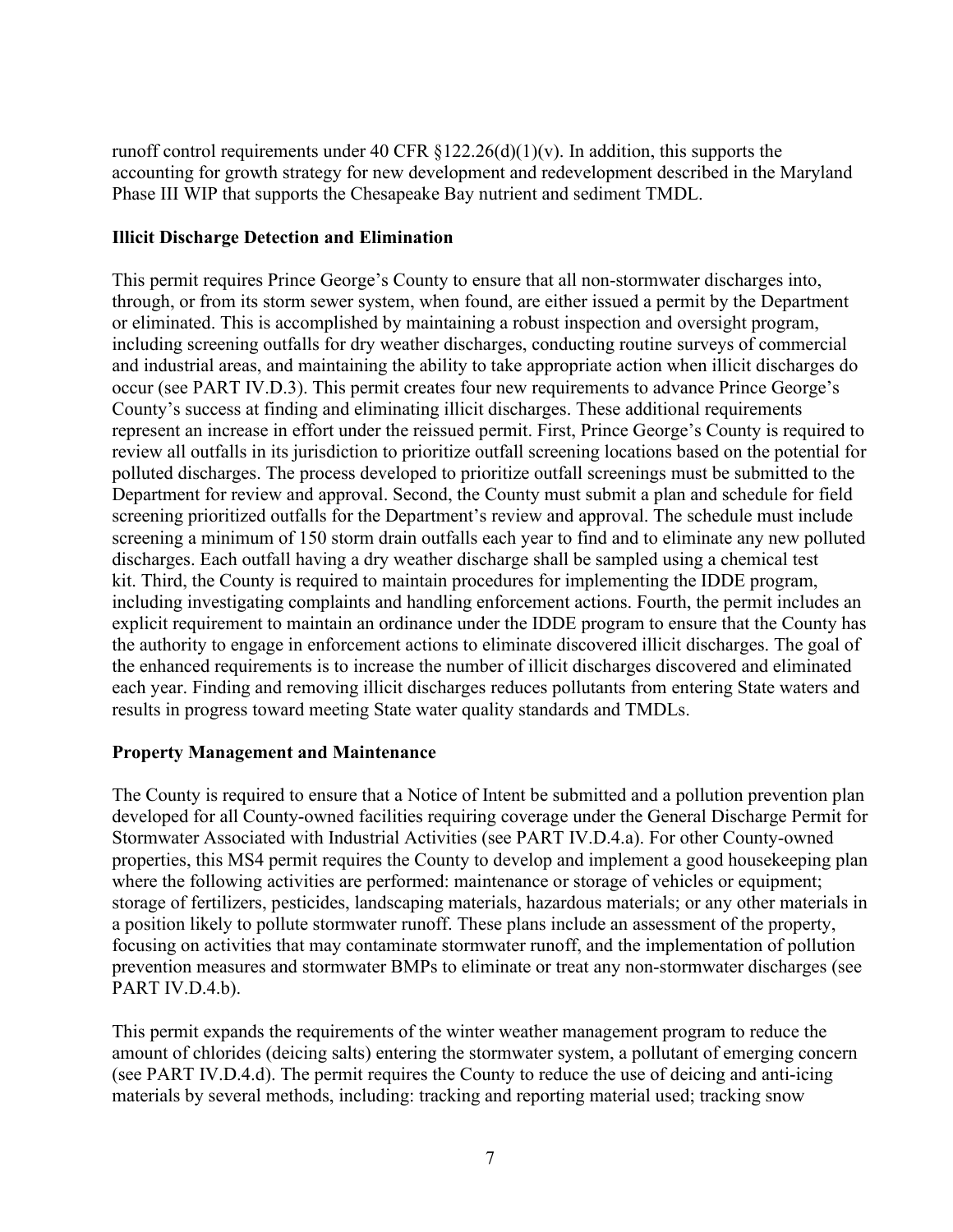runoff control requirements under 40 CFR §122.26(d)(1)(v). In addition, this supports the accounting for growth strategy for new development and redevelopment described in the Maryland Phase III WIP that supports the Chesapeake Bay nutrient and sediment TMDL.

**Illicit Discharge Detection and Elimination**

This permit requires Prince George's County to ensure that all non-stormwater discharges into, through, or from its storm sewer system, when found, are either issued a permit by the Department or eliminated. This is accomplished by maintaining a robust inspection and oversight program, including screening outfalls for dry weather discharges, conducting routine surveys of commercial and industrial areas, and maintaining the ability to take appropriate action when illicit discharges do occur (see PART IV.D.3). This permit creates four new requirements to advance Prince George's County's success at finding and eliminating illicit discharges. These additional requirements represent an increase in effort under the reissued permit. First, Prince George's County is required to review all outfalls in its jurisdiction to prioritize outfall screening locations based on the potential for polluted discharges. The process developed to prioritize outfall screenings must be submitted to the Department for review and approval. Second, the County must submit a plan and schedule for field screening prioritized outfalls for the Department's review and approval. The schedule must include screening a minimum of 150 storm drain outfalls each year to find and to eliminate any new polluted discharges. Each outfall having a dry weather discharge shall be sampled using a chemical test kit. Third, the County is required to maintain procedures for implementing the IDDE program, including investigating complaints and handling enforcement actions. Fourth, the permit includes an explicit requirement to maintain an ordinance under the IDDE program to ensure that the County has the authority to engage in enforcement actions to eliminate discovered illicit discharges. The goal of the enhanced requirements is to increase the number of illicit discharges discovered and eliminated each year. Finding and removing illicit discharges reduces pollutants from entering State waters and results in progress toward meeting State water quality standards and TMDLs.

**Property Management and Maintenance**

The County is required to ensure that a Notice of Intent be submitted and a pollution prevention plan developed for all County-owned facilities requiring coverage under the General Discharge Permit for Stormwater Associated with Industrial Activities (see PART IV.D.4.a). For other County-owned properties, this MS4 permit requires the County to develop and implement a good housekeeping plan where the following activities are performed: maintenance or storage of vehicles or equipment; storage of fertilizers, pesticides, landscaping materials, hazardous materials; or any other materials in a position likely to pollute stormwater runoff. These plans include an assessment of the property, focusing on activities that may contaminate stormwater runoff, and the implementation of pollution prevention measures and stormwater BMPs to eliminate or treat any non-stormwater discharges (see PART IV.D.4.b).

This permit expands the requirements of the winter weather management program to reduce the amount of chlorides (deicing salts) entering the stormwater system, a pollutant of emerging concern (see PART IV.D.4.d). The permit requires the County to reduce the use of deicing and anti-icing materials by several methods, including: tracking and reporting material used; tracking snow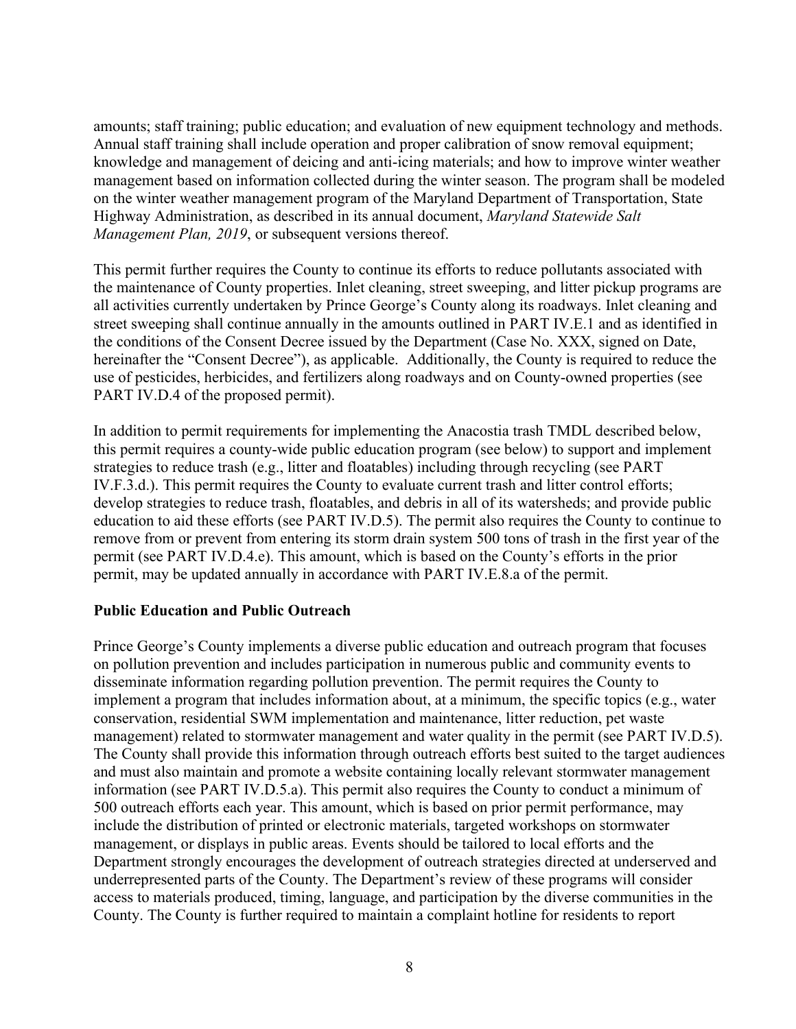amounts; staff training; public education; and evaluation of new equipment technology and methods. Annual staff training shall include operation and proper calibration of snow removal equipment; knowledge and management of deicing and anti-icing materials; and how to improve winter weather management based on information collected during the winter season. The program shall be modeled on the winter weather management program of the Maryland Department of Transportation, State Highway Administration, as described in its annual document, *Maryland Statewide Salt Management Plan, 2019*, or subsequent versions thereof.

This permit further requires the County to continue its efforts to reduce pollutants associated with the maintenance of County properties. Inlet cleaning, street sweeping, and litter pickup programs are all activities currently undertaken by Prince George's County along its roadways. Inlet cleaning and street sweeping shall continue annually in the amounts outlined in PART IV.E.1 and as identified in the conditions of the Consent Decree issued by the Department (Case No. XXX, signed on Date, hereinafter the "Consent Decree"), as applicable. Additionally, the County is required to reduce the use of pesticides, herbicides, and fertilizers along roadways and on County-owned properties (see PART IV.D.4 of the proposed permit).

In addition to permit requirements for implementing the Anacostia trash TMDL described below, this permit requires a county-wide public education program (see below) to support and implement strategies to reduce trash (e.g., litter and floatables) including through recycling (see PART IV.F.3.d.). This permit requires the County to evaluate current trash and litter control efforts; develop strategies to reduce trash, floatables, and debris in all of its watersheds; and provide public education to aid these efforts (see PART IV.D.5). The permit also requires the County to continue to remove from or prevent from entering its storm drain system 500 tons of trash in the first year of the permit (see PART IV.D.4.e). This amount, which is based on the County's efforts in the prior permit, may be updated annually in accordance with PART IV.E.8.a of the permit.

**Public Education and Public Outreach**

Prince George's County implements a diverse public education and outreach program that focuses on pollution prevention and includes participation in numerous public and community events to disseminate information regarding pollution prevention. The permit requires the County to implement a program that includes information about, at a minimum, the specific topics (e.g., water conservation, residential SWM implementation and maintenance, litter reduction, pet waste management) related to stormwater management and water quality in the permit (see PART IV.D.5). The County shall provide this information through outreach efforts best suited to the target audiences and must also maintain and promote a website containing locally relevant stormwater management information (see PART IV.D.5.a). This permit also requires the County to conduct a minimum of 500 outreach efforts each year. This amount, which is based on prior permit performance, may include the distribution of printed or electronic materials, targeted workshops on stormwater management, or displays in public areas. Events should be tailored to local efforts and the Department strongly encourages the development of outreach strategies directed at underserved and underrepresented parts of the County. The Department's review of these programs will consider access to materials produced, timing, language, and participation by the diverse communities in the County. The County is further required to maintain a complaint hotline for residents to report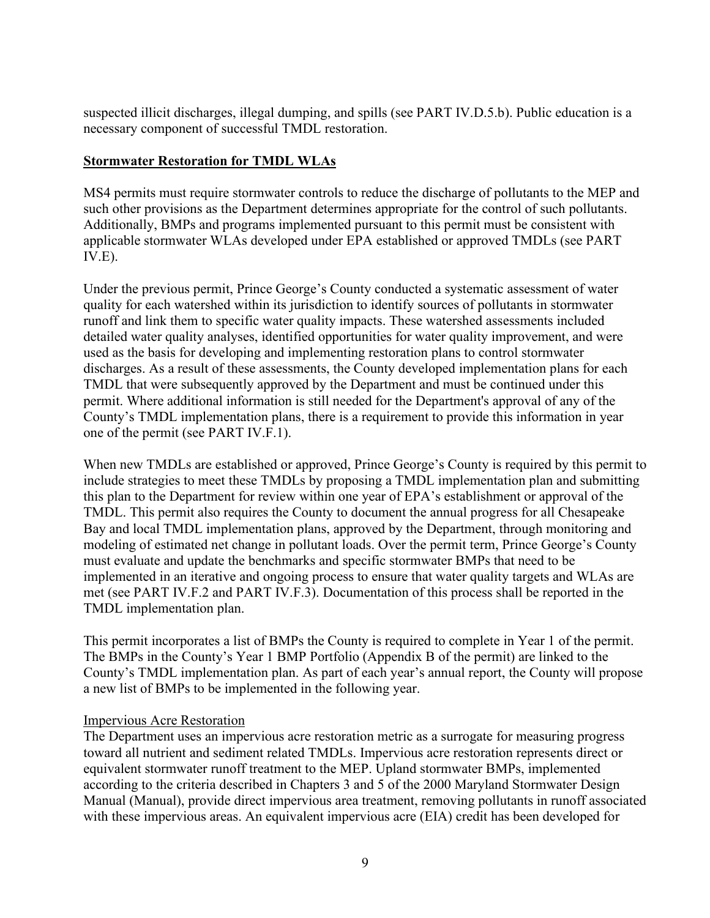suspected illicit discharges, illegal dumping, and spills (see PART IV.D.5.b). Public education is a necessary component of successful TMDL restoration.

## **Stormwater Restoration for TMDL WLAs**

MS4 permits must require stormwater controls to reduce the discharge of pollutants to the MEP and such other provisions as the Department determines appropriate for the control of such pollutants. Additionally, BMPs and programs implemented pursuant to this permit must be consistent with applicable stormwater WLAs developed under EPA established or approved TMDLs (see PART IV.E).

Under the previous permit, Prince George's County conducted a systematic assessment of water quality for each watershed within its jurisdiction to identify sources of pollutants in stormwater runoff and link them to specific water quality impacts. These watershed assessments included detailed water quality analyses, identified opportunities for water quality improvement, and were used as the basis for developing and implementing restoration plans to control stormwater discharges. As a result of these assessments, the County developed implementation plans for each TMDL that were subsequently approved by the Department and must be continued under this permit. Where additional information is still needed for the Department's approval of any of the County's TMDL implementation plans, there is a requirement to provide this information in year one of the permit (see PART IV.F.1).

When new TMDLs are established or approved, Prince George's County is required by this permit to include strategies to meet these TMDLs by proposing a TMDL implementation plan and submitting this plan to the Department for review within one year of EPA's establishment or approval of the TMDL. This permit also requires the County to document the annual progress for all Chesapeake Bay and local TMDL implementation plans, approved by the Department, through monitoring and modeling of estimated net change in pollutant loads. Over the permit term, Prince George's County must evaluate and update the benchmarks and specific stormwater BMPs that need to be implemented in an iterative and ongoing process to ensure that water quality targets and WLAs are met (see PART IV.F.2 and PART IV.F.3). Documentation of this process shall be reported in the TMDL implementation plan.

This permit incorporates a list of BMPs the County is required to complete in Year 1 of the permit. The BMPs in the County's Year 1 BMP Portfolio (Appendix B of the permit) are linked to the County's TMDL implementation plan. As part of each year's annual report, the County will propose a new list of BMPs to be implemented in the following year.

### Impervious Acre Restoration

The Department uses an impervious acre restoration metric as a surrogate for measuring progress toward all nutrient and sediment related TMDLs. Impervious acre restoration represents direct or equivalent stormwater runoff treatment to the MEP. Upland stormwater BMPs, implemented according to the criteria described in Chapters 3 and 5 of the 2000 Maryland Stormwater Design Manual (Manual), provide direct impervious area treatment, removing pollutants in runoff associated with these impervious areas. An equivalent impervious acre (EIA) credit has been developed for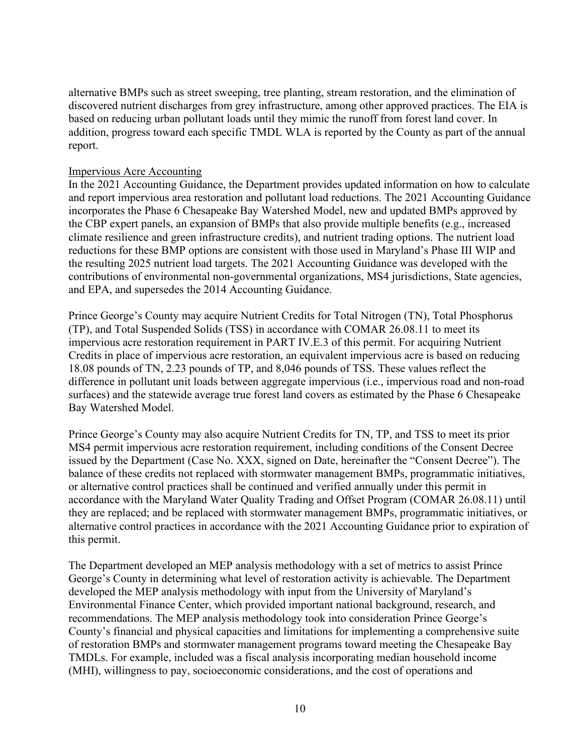alternative BMPs such as street sweeping, tree planting, stream restoration, and the elimination of discovered nutrient discharges from grey infrastructure, among other approved practices. The EIA is based on reducing urban pollutant loads until they mimic the runoff from forest land cover. In addition, progress toward each specific TMDL WLA is reported by the County as part of the annual report.

Impervious Acre Accounting

In the 2021 Accounting Guidance, the Department provides updated information on how to calculate and report impervious area restoration and pollutant load reductions. The 2021 Accounting Guidance incorporates the Phase 6 Chesapeake Bay Watershed Model, new and updated BMPs approved by the CBP expert panels, an expansion of BMPs that also provide multiple benefits (e.g., increased climate resilience and green infrastructure credits), and nutrient trading options. The nutrient load reductions for these BMP options are consistent with those used in Maryland's Phase III WIP and the resulting 2025 nutrient load targets. The 2021 Accounting Guidance was developed with the contributions of environmental non-governmental organizations, MS4 jurisdictions, State agencies, and EPA, and supersedes the 2014 Accounting Guidance.

Prince George's County may acquire Nutrient Credits for Total Nitrogen (TN), Total Phosphorus (TP), and Total Suspended Solids (TSS) in accordance with COMAR 26.08.11 to meet its impervious acre restoration requirement in PART IV.E.3 of this permit. For acquiring Nutrient Credits in place of impervious acre restoration, an equivalent impervious acre is based on reducing 18.08 pounds of TN, 2.23 pounds of TP, and 8,046 pounds of TSS. These values reflect the difference in pollutant unit loads between aggregate impervious (i.e., impervious road and non-road surfaces) and the statewide average true forest land covers as estimated by the Phase 6 Chesapeake Bay Watershed Model.

Prince George's County may also acquire Nutrient Credits for TN, TP, and TSS to meet its prior MS4 permit impervious acre restoration requirement, including conditions of the Consent Decree issued by the Department (Case No. XXX, signed on Date, hereinafter the "Consent Decree"). The balance of these credits not replaced with stormwater management BMPs, programmatic initiatives, or alternative control practices shall be continued and verified annually under this permit in accordance with the Maryland Water Quality Trading and Offset Program (COMAR 26.08.11) until they are replaced; and be replaced with stormwater management BMPs, programmatic initiatives, or alternative control practices in accordance with the 2021 Accounting Guidance prior to expiration of this permit.

The Department developed an MEP analysis methodology with a set of metrics to assist Prince George's County in determining what level of restoration activity is achievable. The Department developed the MEP analysis methodology with input from the University of Maryland's Environmental Finance Center, which provided important national background, research, and recommendations. The MEP analysis methodology took into consideration Prince George's County's financial and physical capacities and limitations for implementing a comprehensive suite of restoration BMPs and stormwater management programs toward meeting the Chesapeake Bay TMDLs. For example, included was a fiscal analysis incorporating median household income (MHI), willingness to pay, socioeconomic considerations, and the cost of operations and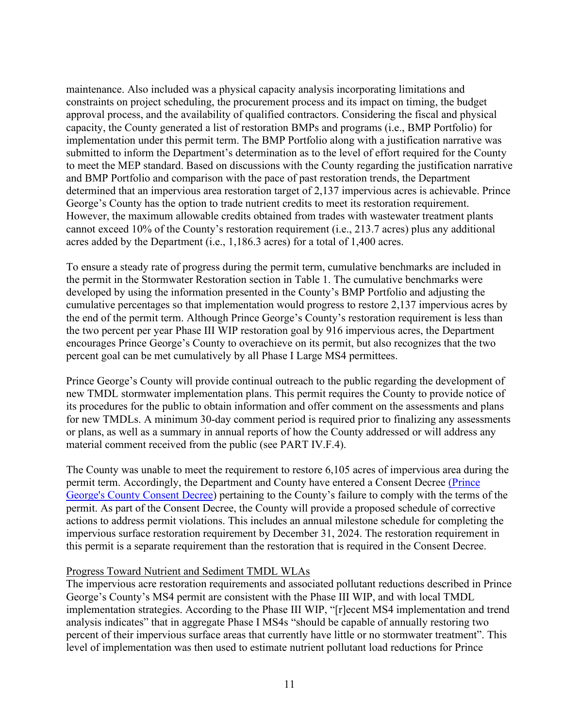maintenance. Also included was a physical capacity analysis incorporating limitations and constraints on project scheduling, the procurement process and its impact on timing, the budget approval process, and the availability of qualified contractors. Considering the fiscal and physical capacity, the County generated a list of restoration BMPs and programs (i.e., BMP Portfolio) for implementation under this permit term. The BMP Portfolio along with a justification narrative was submitted to inform the Department's determination as to the level of effort required for the County to meet the MEP standard. Based on discussions with the County regarding the justification narrative and BMP Portfolio and comparison with the pace of past restoration trends, the Department determined that an impervious area restoration target of 2,137 impervious acres is achievable. Prince George's County has the option to trade nutrient credits to meet its restoration requirement. However, the maximum allowable credits obtained from trades with wastewater treatment plants cannot exceed 10% of the County's restoration requirement (i.e., 213.7 acres) plus any additional acres added by the Department (i.e., 1,186.3 acres) for a total of 1,400 acres.

To ensure a steady rate of progress during the permit term, cumulative benchmarks are included in the permit in the Stormwater Restoration section in Table 1. The cumulative benchmarks were developed by using the information presented in the County's BMP Portfolio and adjusting the cumulative percentages so that implementation would progress to restore 2,137 impervious acres by the end of the permit term. Although Prince George's County's restoration requirement is less than the two percent per year Phase III WIP restoration goal by 916 impervious acres, the Department encourages Prince George's County to overachieve on its permit, but also recognizes that the two percent goal can be met cumulatively by all Phase I Large MS4 permittees.

Prince George's County will provide continual outreach to the public regarding the development of new TMDL stormwater implementation plans. This permit requires the County to provide notice of its procedures for the public to obtain information and offer comment on the assessments and plans for new TMDLs. A minimum 30-day comment period is required prior to finalizing any assessments or plans, as well as a summary in annual reports of how the County addressed or will address any material comment received from the public (see PART IV.F.4).

The County was unable to meet the requirement to restore 6,105 acres of impervious area during the permit term. Accordingly, the Department and County have entered a Consent Decree (Prince George's County Consent Decree) pertaining to the County's failure to comply with the terms of the permit. As part of the Consent Decree, the County will provide a proposed schedule of corrective actions to address permit violations. This includes an annual milestone schedule for completing the impervious surface restoration requirement by December 31, 2024. The restoration requirement in this permit is a separate requirement than the restoration that is required in the Consent Decree.

Progress Toward Nutrient and Sediment TMDL WLAs

The impervious acre restoration requirements and associated pollutant reductions described in Prince George's County's MS4 permit are consistent with the Phase III WIP, and with local TMDL implementation strategies. According to the Phase III WIP, "[r]ecent MS4 implementation and trend analysis indicates" that in aggregate Phase I MS4s "should be capable of annually restoring two percent of their impervious surface areas that currently have little or no stormwater treatment". This level of implementation was then used to estimate nutrient pollutant load reductions for Prince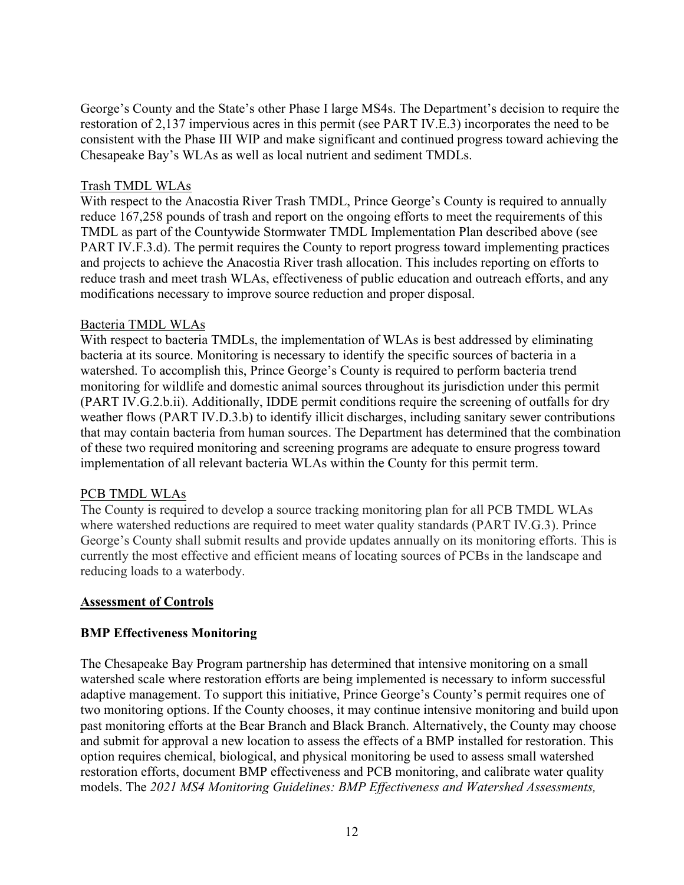George's County and the State's other Phase I large MS4s. The Department's decision to require the restoration of 2,137 impervious acres in this permit (see PART IV.E.3) incorporates the need to be consistent with the Phase III WIP and make significant and continued progress toward achieving the Chesapeake Bay's WLAs as well as local nutrient and sediment TMDLs.

<u>Trash TMDL WLAs</u>

With respect to the Anacostia River Trash TMDL, Prince George's County is required to annually reduce 167,258 pounds of trash and report on the ongoing efforts to meet the requirements of this TMDL as part of the Countywide Stormwater TMDL Implementation Plan described above (see PART IV.F.3.d). The permit requires the County to report progress toward implementing practices and projects to achieve the Anacostia River trash allocation. This includes reporting on efforts to reduce trash and meet trash WLAs, effectiveness of public education and outreach efforts, and any modifications necessary to improve source reduction and proper disposal.

<u>Bacteria TMDL WLAs</u>

With respect to bacteria TMDLs, the implementation of WLAs is best addressed by eliminating bacteria at its source. Monitoring is necessary to identify the specific sources of bacteria in a watershed. To accomplish this, Prince George's County is required to perform bacteria trend monitoring for wildlife and domestic animal sources throughout its jurisdiction under this permit (PART IV.G.2.b.ii). Additionally, IDDE permit conditions require the screening of outfalls for dry weather flows (PART IV.D.3.b) to identify illicit discharges, including sanitary sewer contributions that may contain bacteria from human sources. The Department has determined that the combination of these two required monitoring and screening programs are adequate to ensure progress toward implementation of all relevant bacteria WLAs within the County for this permit term.

<u>PCB TMDL WLAs</u>

The County is required to develop a source tracking monitoring plan for all PCB TMDL WLAs where watershed reductions are required to meet water quality standards (PART IV.G.3). Prince George's County shall submit results and provide updates annually on its monitoring efforts. This is currently the most effective and efficient means of locating sources of PCBs in the landscape and reducing loads to a waterbody.

**<u>Assessment of Controls</u>**

**BMP Effectiveness Monitoring**

The Chesapeake Bay Program partnership has determined that intensive monitoring on a small watershed scale where restoration efforts are being implemented is necessary to inform successful adaptive management. To support this initiative, Prince George's County's permit requires one of two monitoring options. If the County chooses, it may continue intensive monitoring and build upon past monitoring efforts at the Bear Branch and Black Branch. Alternatively, the County may choose and submit for approval a new location to assess the effects of a BMP installed for restoration. This option requires chemical, biological, and physical monitoring be used to assess small watershed restoration efforts, document BMP effectiveness and PCB monitoring, and calibrate water quality models. The *2021 MS4 Monitoring Guidelines: BMP Effectiveness and Watershed Assessments,*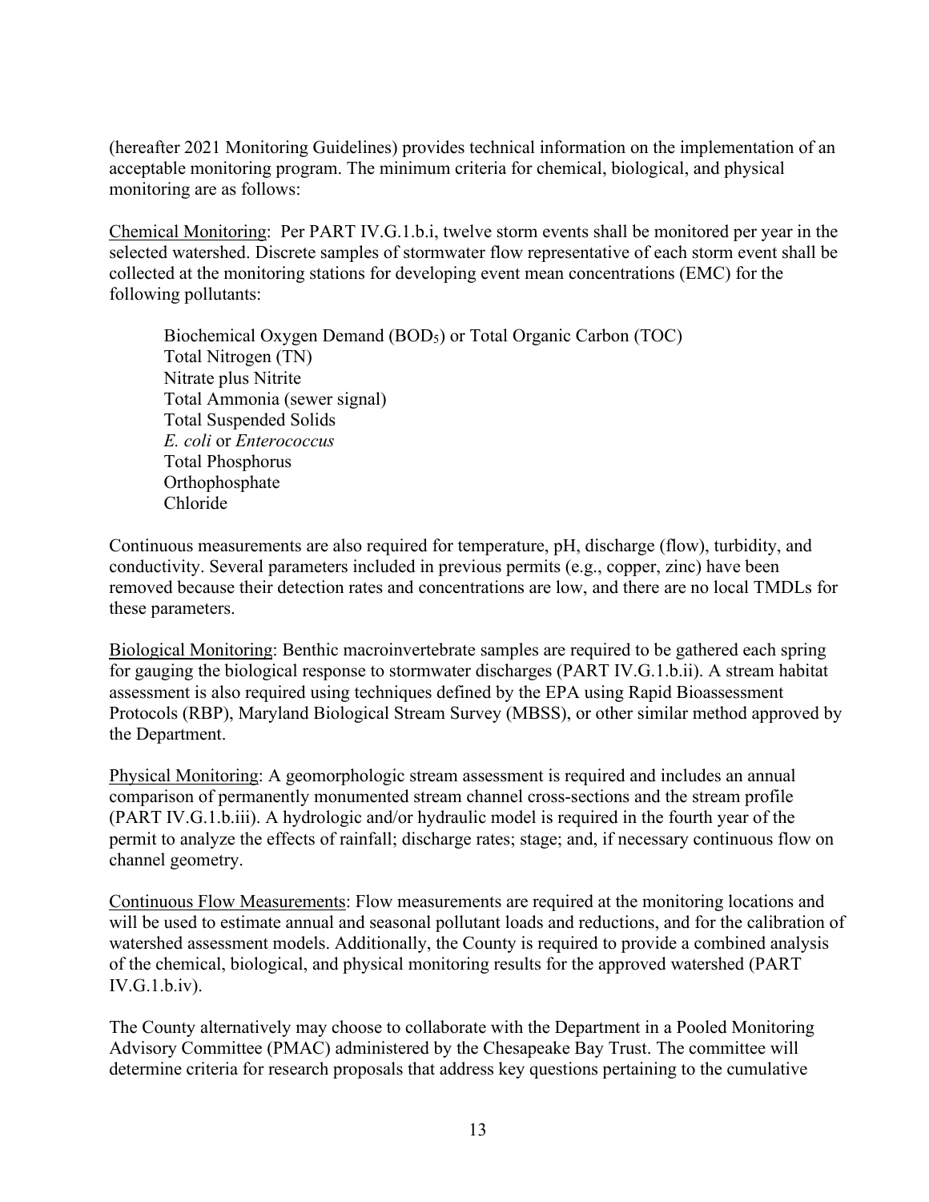(hereafter 2021 Monitoring Guidelines) provides technical information on the implementation of an acceptable monitoring program. The minimum criteria for chemical, biological, and physical monitoring are as follows:

Chemical Monitoring: Per PART IV.G.1.b.i, twelve storm events shall be monitored per year in the selected watershed. Discrete samples of stormwater flow representative of each storm event shall be collected at the monitoring stations for developing event mean concentrations (EMC) for the following pollutants:

> Biochemical Oxygen Demand ($BOD_5$) or Total Organic Carbon (TOC)
> Total Nitrogen (TN)
> Nitrate plus Nitrite
> Total Ammonia (sewer signal)
> Total Suspended Solids
> *E. coli* or *Enterococcus*
> Total Phosphorus
> Orthophosphate
> Chloride

Continuous measurements are also required for temperature, pH, discharge (flow), turbidity, and conductivity. Several parameters included in previous permits (e.g., copper, zinc) have been removed because their detection rates and concentrations are low, and there are no local TMDLs for these parameters.

Biological Monitoring: Benthic macroinvertebrate samples are required to be gathered each spring for gauging the biological response to stormwater discharges (PART IV.G.1.b.ii). A stream habitat assessment is also required using techniques defined by the EPA using Rapid Bioassessment Protocols (RBP), Maryland Biological Stream Survey (MBSS), or other similar method approved by the Department.

Physical Monitoring: A geomorphologic stream assessment is required and includes an annual comparison of permanently monumented stream channel cross-sections and the stream profile (PART IV.G.1.b.iii). A hydrologic and/or hydraulic model is required in the fourth year of the permit to analyze the effects of rainfall; discharge rates; stage; and, if necessary continuous flow on channel geometry.

Continuous Flow Measurements: Flow measurements are required at the monitoring locations and will be used to estimate annual and seasonal pollutant loads and reductions, and for the calibration of watershed assessment models. Additionally, the County is required to provide a combined analysis of the chemical, biological, and physical monitoring results for the approved watershed (PART IV.G.1.b.iv).

The County alternatively may choose to collaborate with the Department in a Pooled Monitoring Advisory Committee (PMAC) administered by the Chesapeake Bay Trust. The committee will determine criteria for research proposals that address key questions pertaining to the cumulative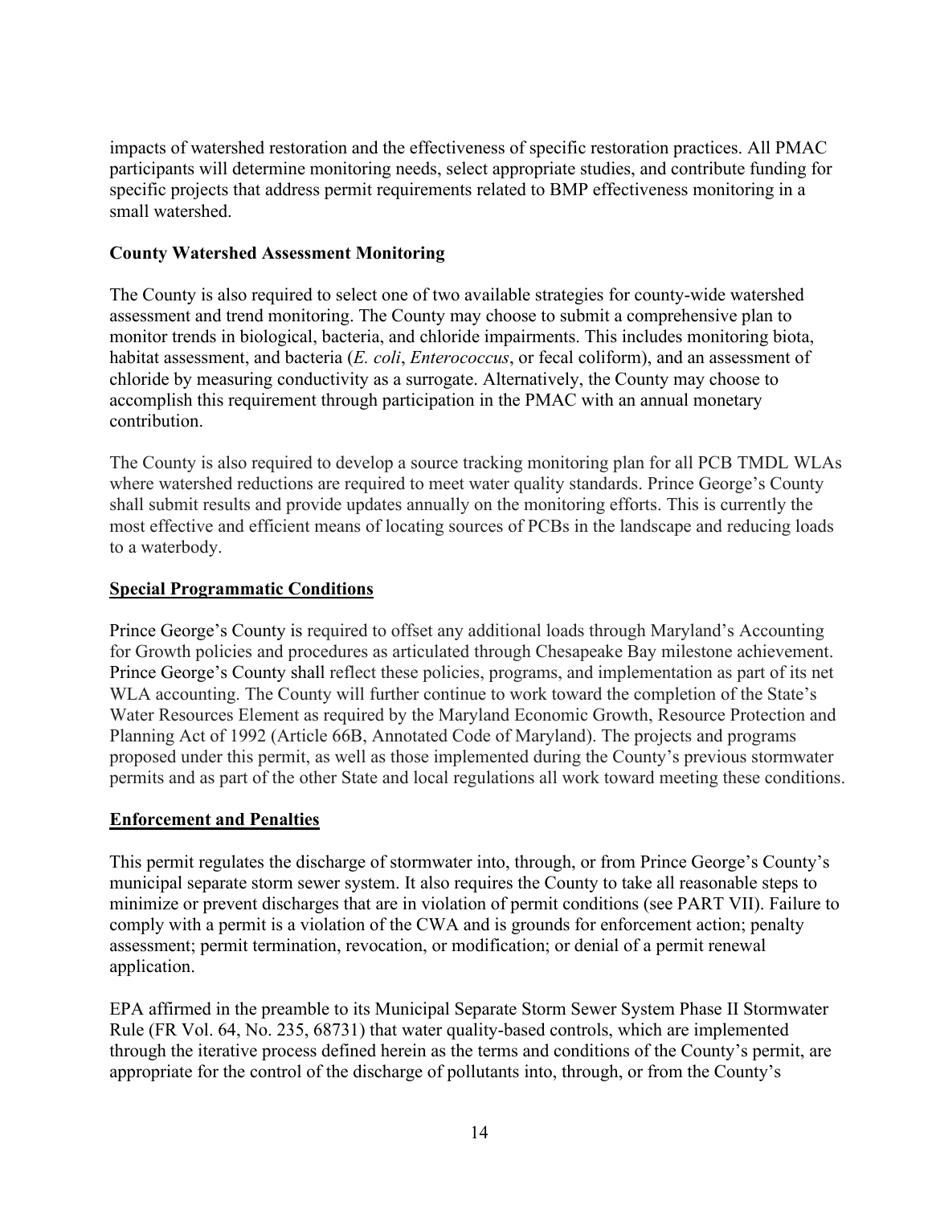impacts of watershed restoration and the effectiveness of specific restoration practices. All PMAC participants will determine monitoring needs, select appropriate studies, and contribute funding for specific projects that address permit requirements related to BMP effectiveness monitoring in a small watershed.

**County Watershed Assessment Monitoring**

The County is also required to select one of two available strategies for county-wide watershed assessment and trend monitoring. The County may choose to submit a comprehensive plan to monitor trends in biological, bacteria, and chloride impairments. This includes monitoring biota, habitat assessment, and bacteria (*E. coli*, *Enterococcus*, or fecal coliform), and an assessment of chloride by measuring conductivity as a surrogate. Alternatively, the County may choose to accomplish this requirement through participation in the PMAC with an annual monetary contribution.

The County is also required to develop a source tracking monitoring plan for all PCB TMDL WLAs where watershed reductions are required to meet water quality standards. Prince George's County shall submit results and provide updates annually on the monitoring efforts. This is currently the most effective and efficient means of locating sources of PCBs in the landscape and reducing loads to a waterbody.

## Special Programmatic Conditions

Prince George's County is required to offset any additional loads through Maryland's Accounting for Growth policies and procedures as articulated through Chesapeake Bay milestone achievement. Prince George's County shall reflect these policies, programs, and implementation as part of its net WLA accounting. The County will further continue to work toward the completion of the State's Water Resources Element as required by the Maryland Economic Growth, Resource Protection and Planning Act of 1992 (Article 66B, Annotated Code of Maryland). The projects and programs proposed under this permit, as well as those implemented during the County's previous stormwater permits and as part of the other State and local regulations all work toward meeting these conditions.

## Enforcement and Penalties

This permit regulates the discharge of stormwater into, through, or from Prince George's County's municipal separate storm sewer system. It also requires the County to take all reasonable steps to minimize or prevent discharges that are in violation of permit conditions (see PART VII). Failure to comply with a permit is a violation of the CWA and is grounds for enforcement action; penalty assessment; permit termination, revocation, or modification; or denial of a permit renewal application.

EPA affirmed in the preamble to its Municipal Separate Storm Sewer System Phase II Stormwater Rule (FR Vol. 64, No. 235, 68731) that water quality-based controls, which are implemented through the iterative process defined herein as the terms and conditions of the County's permit, are appropriate for the control of the discharge of pollutants into, through, or from the County's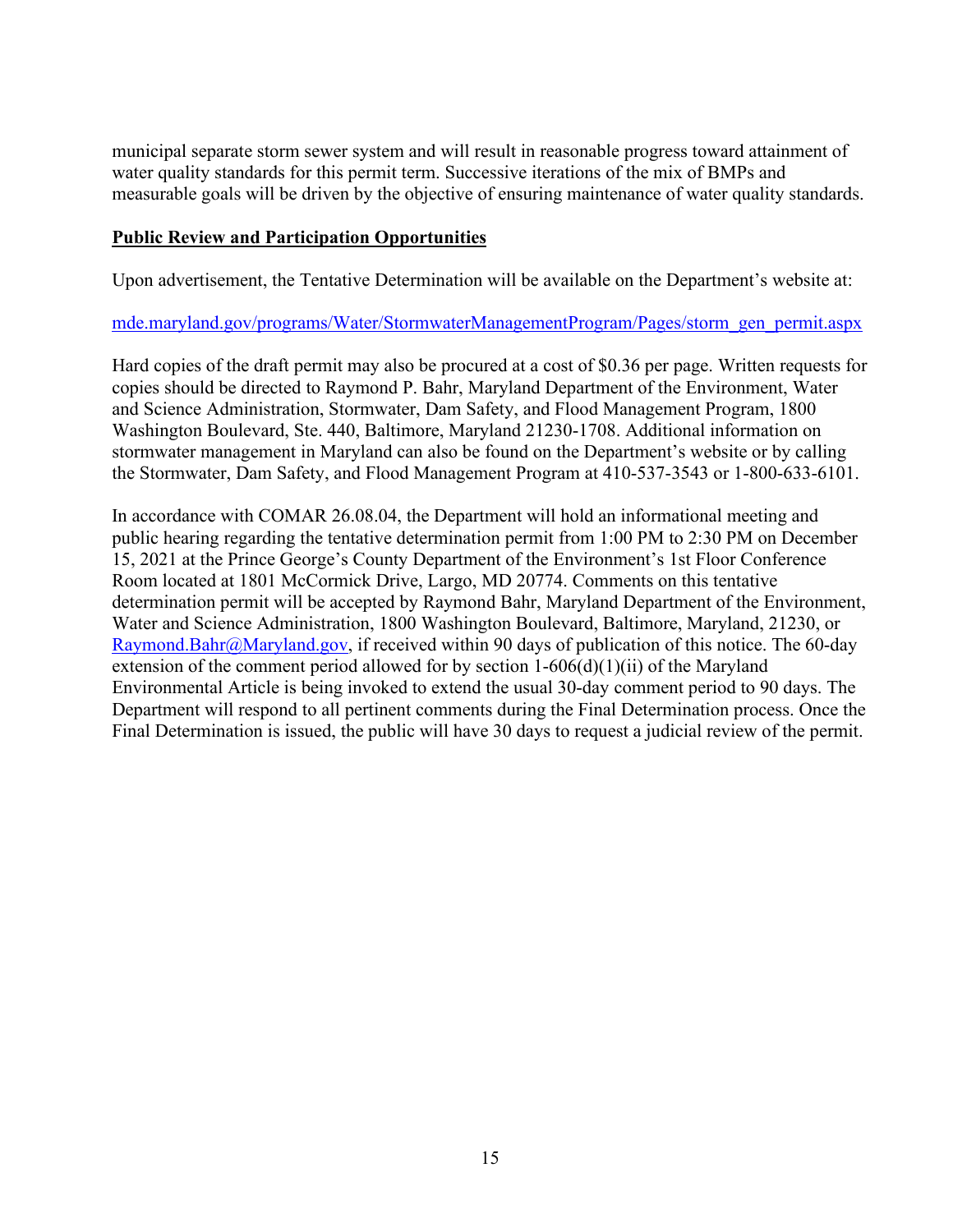municipal separate storm sewer system and will result in reasonable progress toward attainment of water quality standards for this permit term. Successive iterations of the mix of BMPs and measurable goals will be driven by the objective of ensuring maintenance of water quality standards.

**Public Review and Participation Opportunities**

Upon advertisement, the Tentative Determination will be available on the Department's website at:

mde.maryland.gov/programs/Water/StormwaterManagementProgram/Pages/storm_gen_permit.aspx

Hard copies of the draft permit may also be procured at a cost of $0.36 per page. Written requests for copies should be directed to Raymond P. Bahr, Maryland Department of the Environment, Water and Science Administration, Stormwater, Dam Safety, and Flood Management Program, 1800 Washington Boulevard, Ste. 440, Baltimore, Maryland 21230-1708. Additional information on stormwater management in Maryland can also be found on the Department's website or by calling the Stormwater, Dam Safety, and Flood Management Program at 410-537-3543 or 1-800-633-6101.

In accordance with COMAR 26.08.04, the Department will hold an informational meeting and public hearing regarding the tentative determination permit from 1:00 PM to 2:30 PM on December 15, 2021 at the Prince George's County Department of the Environment's 1st Floor Conference Room located at 1801 McCormick Drive, Largo, MD 20774. Comments on this tentative determination permit will be accepted by Raymond Bahr, Maryland Department of the Environment, Water and Science Administration, 1800 Washington Boulevard, Baltimore, Maryland, 21230, or Raymond.Bahr@Maryland.gov, if received within 90 days of publication of this notice. The 60-day extension of the comment period allowed for by section 1-606(d)(1)(ii) of the Maryland Environmental Article is being invoked to extend the usual 30-day comment period to 90 days. The Department will respond to all pertinent comments during the Final Determination process. Once the Final Determination is issued, the public will have 30 days to request a judicial review of the permit.